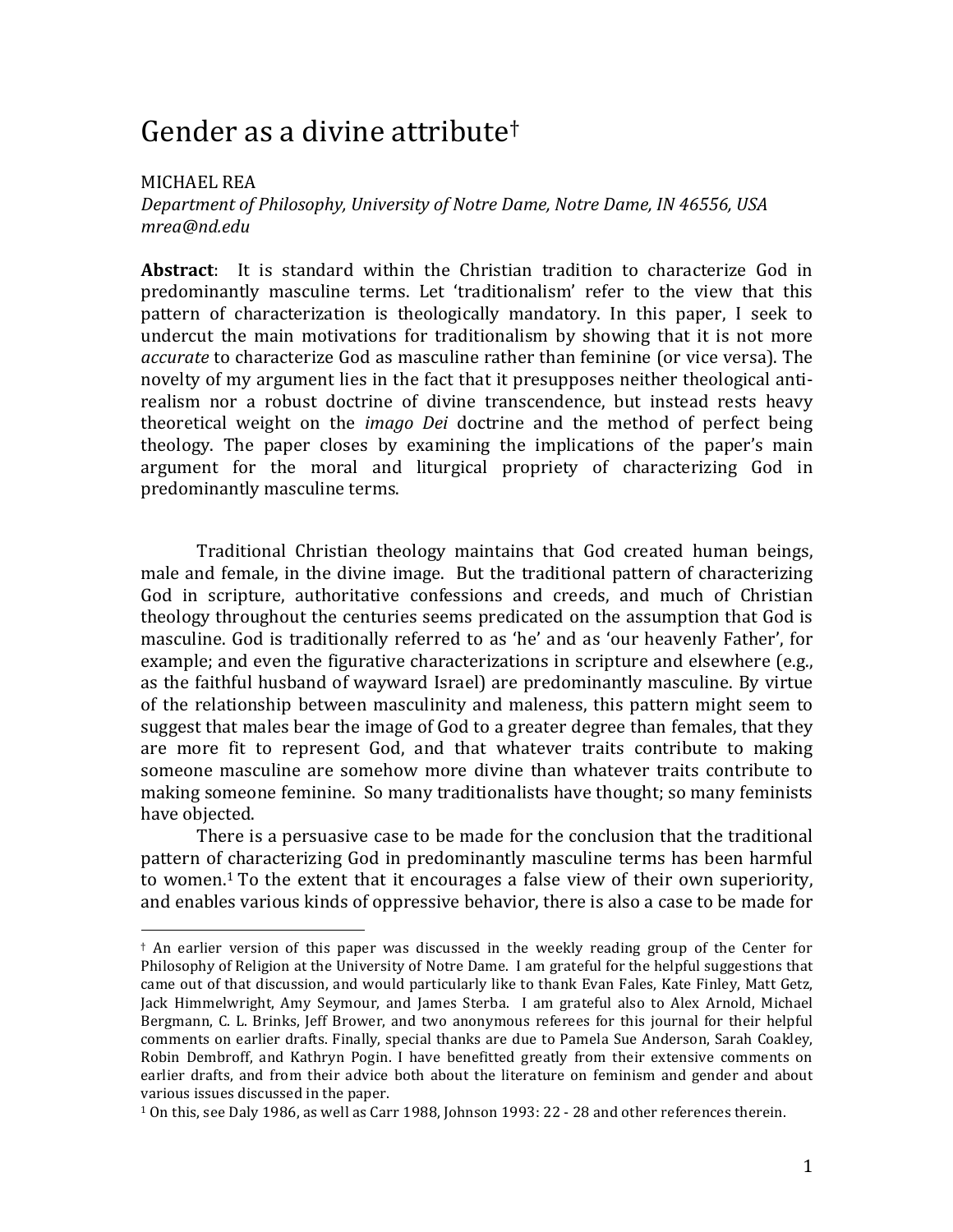# Gender as a divine attribute[†]

MICHAEL REA
*Department of Philosophy, University of Notre Dame, Notre Dame, IN 46556, USA*
*mrea@nd.edu*

**Abstract**: It is standard within the Christian tradition to characterize God in predominantly masculine terms. Let 'traditionalism' refer to the view that this pattern of characterization is theologically mandatory. In this paper, I seek to undercut the main motivations for traditionalism by showing that it is not more *accurate* to characterize God as masculine rather than feminine (or vice versa). The novelty of my argument lies in the fact that it presupposes neither theological anti-realism nor a robust doctrine of divine transcendence, but instead rests heavy theoretical weight on the *imago Dei* doctrine and the method of perfect being theology. The paper closes by examining the implications of the paper's main argument for the moral and liturgical propriety of characterizing God in predominantly masculine terms.

Traditional Christian theology maintains that God created human beings, male and female, in the divine image. But the traditional pattern of characterizing God in scripture, authoritative confessions and creeds, and much of Christian theology throughout the centuries seems predicated on the assumption that God is masculine. God is traditionally referred to as 'he' and as 'our heavenly Father', for example; and even the figurative characterizations in scripture and elsewhere (e.g., as the faithful husband of wayward Israel) are predominantly masculine. By virtue of the relationship between masculinity and maleness, this pattern might seem to suggest that males bear the image of God to a greater degree than females, that they are more fit to represent God, and that whatever traits contribute to making someone masculine are somehow more divine than whatever traits contribute to making someone feminine. So many traditionalists have thought; so many feminists have objected.

There is a persuasive case to be made for the conclusion that the traditional pattern of characterizing God in predominantly masculine terms has been harmful to women.[1] To the extent that it encourages a false view of their own superiority, and enables various kinds of oppressive behavior, there is also a case to be made for

---

[†] An earlier version of this paper was discussed in the weekly reading group of the Center for Philosophy of Religion at the University of Notre Dame. I am grateful for the helpful suggestions that came out of that discussion, and would particularly like to thank Evan Fales, Kate Finley, Matt Getz, Jack Himmelwright, Amy Seymour, and James Sterba. I am grateful also to Alex Arnold, Michael Bergmann, C. L. Brinks, Jeff Brower, and two anonymous referees for this journal for their helpful comments on earlier drafts. Finally, special thanks are due to Pamela Sue Anderson, Sarah Coakley, Robin Dembroff, and Kathryn Pogin. I have benefitted greatly from their extensive comments on earlier drafts, and from their advice both about the literature on feminism and gender and about various issues discussed in the paper.

[1] On this, see Daly 1986, as well as Carr 1988, Johnson 1993: 22 - 28 and other references therein.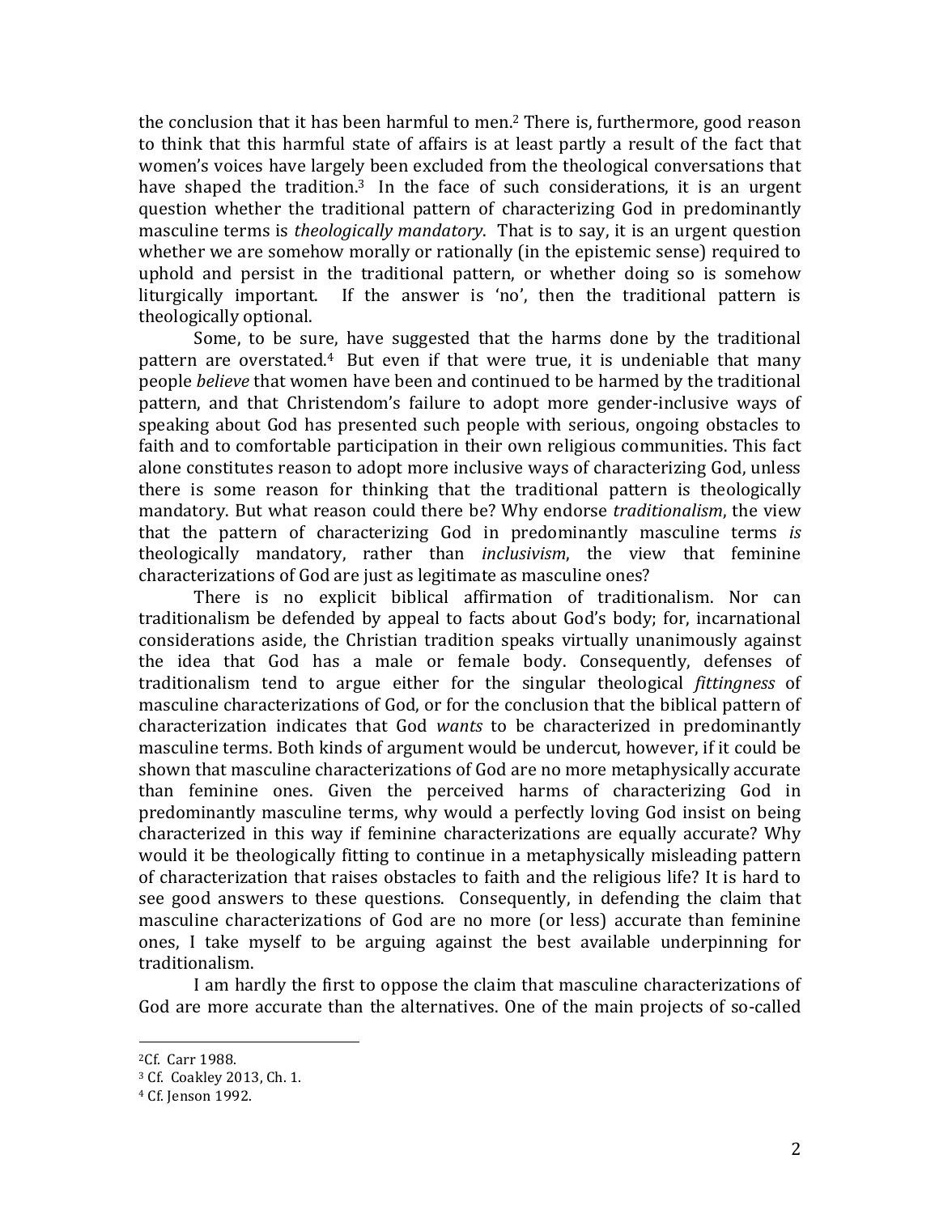the conclusion that it has been harmful to men.[2] There is, furthermore, good reason to think that this harmful state of affairs is at least partly a result of the fact that women's voices have largely been excluded from the theological conversations that have shaped the tradition.[3] In the face of such considerations, it is an urgent question whether the traditional pattern of characterizing God in predominantly masculine terms is *theologically mandatory*. That is to say, it is an urgent question whether we are somehow morally or rationally (in the epistemic sense) required to uphold and persist in the traditional pattern, or whether doing so is somehow liturgically important. If the answer is 'no', then the traditional pattern is theologically optional.

Some, to be sure, have suggested that the harms done by the traditional pattern are overstated.[4] But even if that were true, it is undeniable that many people *believe* that women have been and continued to be harmed by the traditional pattern, and that Christendom's failure to adopt more gender-inclusive ways of speaking about God has presented such people with serious, ongoing obstacles to faith and to comfortable participation in their own religious communities. This fact alone constitutes reason to adopt more inclusive ways of characterizing God, unless there is some reason for thinking that the traditional pattern is theologically mandatory. But what reason could there be? Why endorse *traditionalism*, the view that the pattern of characterizing God in predominantly masculine terms *is* theologically mandatory, rather than *inclusivism*, the view that feminine characterizations of God are just as legitimate as masculine ones?

There is no explicit biblical affirmation of traditionalism. Nor can traditionalism be defended by appeal to facts about God's body; for, incarnational considerations aside, the Christian tradition speaks virtually unanimously against the idea that God has a male or female body. Consequently, defenses of traditionalism tend to argue either for the singular theological *fittingness* of masculine characterizations of God, or for the conclusion that the biblical pattern of characterization indicates that God *wants* to be characterized in predominantly masculine terms. Both kinds of argument would be undercut, however, if it could be shown that masculine characterizations of God are no more metaphysically accurate than feminine ones. Given the perceived harms of characterizing God in predominantly masculine terms, why would a perfectly loving God insist on being characterized in this way if feminine characterizations are equally accurate? Why would it be theologically fitting to continue in a metaphysically misleading pattern of characterization that raises obstacles to faith and the religious life? It is hard to see good answers to these questions. Consequently, in defending the claim that masculine characterizations of God are no more (or less) accurate than feminine ones, I take myself to be arguing against the best available underpinning for traditionalism.

I am hardly the first to oppose the claim that masculine characterizations of God are more accurate than the alternatives. One of the main projects of so-called

---

[2] Cf. Carr 1988.

[3] Cf. Coakley 2013, Ch. 1.

[4] Cf. Jenson 1992.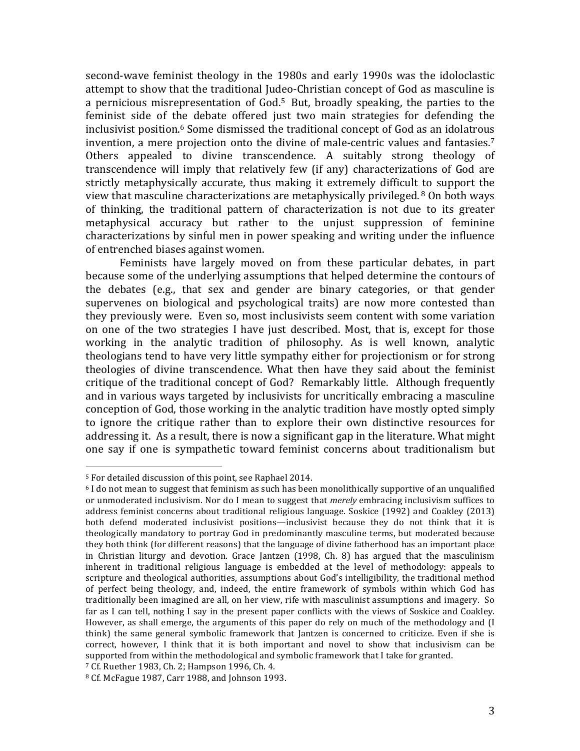second-wave feminist theology in the 1980s and early 1990s was the idoloclastic attempt to show that the traditional Judeo-Christian concept of God as masculine is a pernicious misrepresentation of God.[5] But, broadly speaking, the parties to the feminist side of the debate offered just two main strategies for defending the inclusivist position.[6] Some dismissed the traditional concept of God as an idolatrous invention, a mere projection onto the divine of male-centric values and fantasies.[7] Others appealed to divine transcendence. A suitably strong theology of transcendence will imply that relatively few (if any) characterizations of God are strictly metaphysically accurate, thus making it extremely difficult to support the view that masculine characterizations are metaphysically privileged.[8] On both ways of thinking, the traditional pattern of characterization is not due to its greater metaphysical accuracy but rather to the unjust suppression of feminine characterizations by sinful men in power speaking and writing under the influence of entrenched biases against women.

Feminists have largely moved on from these particular debates, in part because some of the underlying assumptions that helped determine the contours of the debates (e.g., that sex and gender are binary categories, or that gender supervenes on biological and psychological traits) are now more contested than they previously were. Even so, most inclusivists seem content with some variation on one of the two strategies I have just described. Most, that is, except for those working in the analytic tradition of philosophy. As is well known, analytic theologians tend to have very little sympathy either for projectionism or for strong theologies of divine transcendence. What then have they said about the feminist critique of the traditional concept of God? Remarkably little. Although frequently and in various ways targeted by inclusivists for uncritically embracing a masculine conception of God, those working in the analytic tradition have mostly opted simply to ignore the critique rather than to explore their own distinctive resources for addressing it. As a result, there is now a significant gap in the literature. What might one say if one is sympathetic toward feminist concerns about traditionalism but

---

[5] For detailed discussion of this point, see Raphael 2014.

[6] I do not mean to suggest that feminism as such has been monolithically supportive of an unqualified or unmoderated inclusivism. Nor do I mean to suggest that *merely* embracing inclusivism suffices to address feminist concerns about traditional religious language. Soskice (1992) and Coakley (2013) both defend moderated inclusivist positions—inclusivist because they do not think that it is theologically mandatory to portray God in predominantly masculine terms, but moderated because they both think (for different reasons) that the language of divine fatherhood has an important place in Christian liturgy and devotion. Grace Jantzen (1998, Ch. 8) has argued that the masculinism inherent in traditional religious language is embedded at the level of methodology: appeals to scripture and theological authorities, assumptions about God's intelligibility, the traditional method of perfect being theology, and, indeed, the entire framework of symbols within which God has traditionally been imagined are all, on her view, rife with masculinist assumptions and imagery. So far as I can tell, nothing I say in the present paper conflicts with the views of Soskice and Coakley. However, as shall emerge, the arguments of this paper do rely on much of the methodology and (I think) the same general symbolic framework that Jantzen is concerned to criticize. Even if she is correct, however, I think that it is both important and novel to show that inclusivism can be supported from within the methodological and symbolic framework that I take for granted.

[7] Cf. Ruether 1983, Ch. 2; Hampson 1996, Ch. 4.

[8] Cf. McFague 1987, Carr 1988, and Johnson 1993.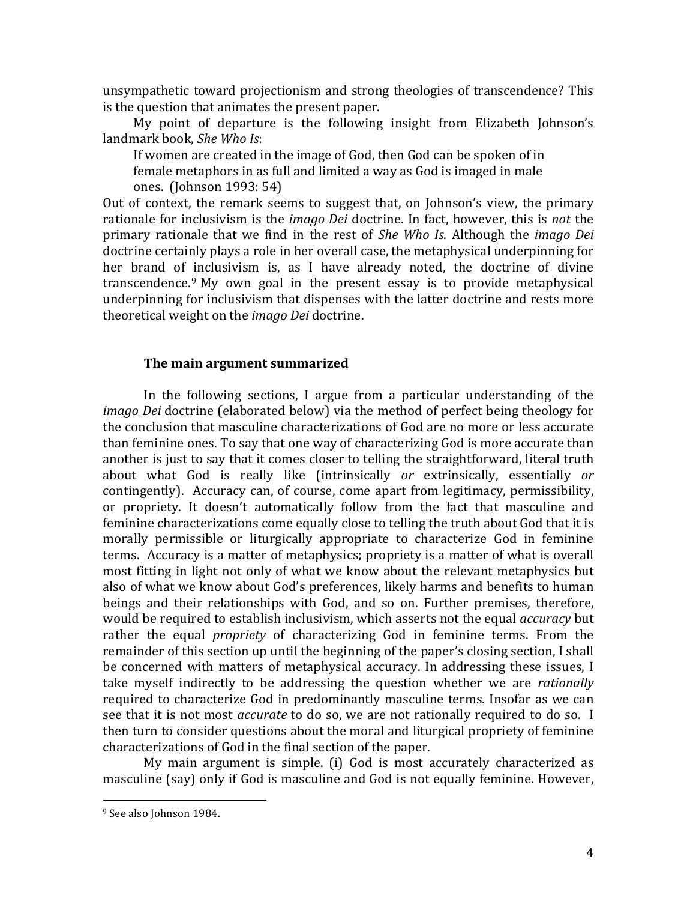unsympathetic toward projectionism and strong theologies of transcendence? This is the question that animates the present paper.

My point of departure is the following insight from Elizabeth Johnson's landmark book, *She Who Is*:

> If women are created in the image of God, then God can be spoken of in female metaphors in as full and limited a way as God is imaged in male ones. (Johnson 1993: 54)

Out of context, the remark seems to suggest that, on Johnson's view, the primary rationale for inclusivism is the *imago Dei* doctrine. In fact, however, this is *not* the primary rationale that we find in the rest of *She Who Is*. Although the *imago Dei* doctrine certainly plays a role in her overall case, the metaphysical underpinning for her brand of inclusivism is, as I have already noted, the doctrine of divine transcendence.[9] My own goal in the present essay is to provide metaphysical underpinning for inclusivism that dispenses with the latter doctrine and rests more theoretical weight on the *imago Dei* doctrine.

## The main argument summarized

In the following sections, I argue from a particular understanding of the *imago Dei* doctrine (elaborated below) via the method of perfect being theology for the conclusion that masculine characterizations of God are no more or less accurate than feminine ones. To say that one way of characterizing God is more accurate than another is just to say that it comes closer to telling the straightforward, literal truth about what God is really like (intrinsically *or* extrinsically, essentially *or* contingently). Accuracy can, of course, come apart from legitimacy, permissibility, or propriety. It doesn't automatically follow from the fact that masculine and feminine characterizations come equally close to telling the truth about God that it is morally permissible or liturgically appropriate to characterize God in feminine terms. Accuracy is a matter of metaphysics; propriety is a matter of what is overall most fitting in light not only of what we know about the relevant metaphysics but also of what we know about God's preferences, likely harms and benefits to human beings and their relationships with God, and so on. Further premises, therefore, would be required to establish inclusivism, which asserts not the equal *accuracy* but rather the equal *propriety* of characterizing God in feminine terms. From the remainder of this section up until the beginning of the paper's closing section, I shall be concerned with matters of metaphysical accuracy. In addressing these issues, I take myself indirectly to be addressing the question whether we are *rationally* required to characterize God in predominantly masculine terms. Insofar as we can see that it is not most *accurate* to do so, we are not rationally required to do so. I then turn to consider questions about the moral and liturgical propriety of feminine characterizations of God in the final section of the paper.

My main argument is simple. (i) God is most accurately characterized as masculine (say) only if God is masculine and God is not equally feminine. However,

---

[9] See also Johnson 1984.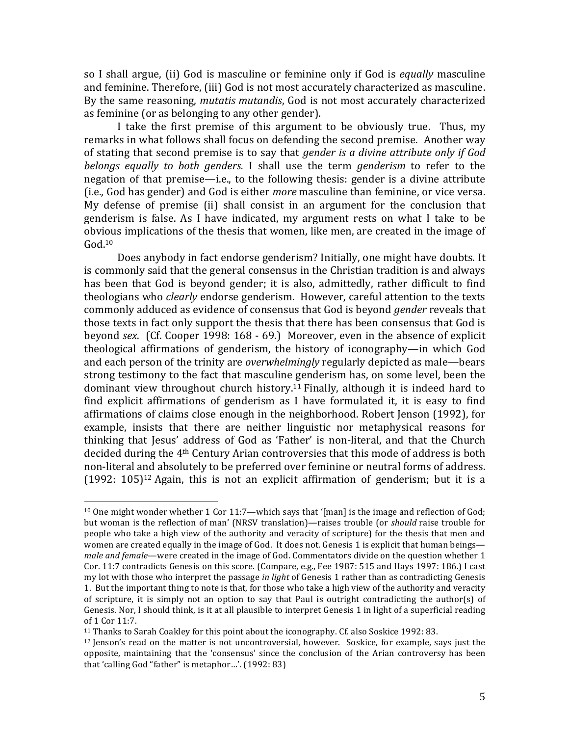so I shall argue, (ii) God is masculine or feminine only if God is *equally* masculine and feminine. Therefore, (iii) God is not most accurately characterized as masculine. By the same reasoning, *mutatis mutandis*, God is not most accurately characterized as feminine (or as belonging to any other gender).

I take the first premise of this argument to be obviously true. Thus, my remarks in what follows shall focus on defending the second premise. Another way of stating that second premise is to say that *gender is a divine attribute only if God belongs equally to both genders.* I shall use the term *genderism* to refer to the negation of that premise—i.e., to the following thesis: gender is a divine attribute (i.e., God has gender) and God is either *more* masculine than feminine, or vice versa. My defense of premise (ii) shall consist in an argument for the conclusion that genderism is false. As I have indicated, my argument rests on what I take to be obvious implications of the thesis that women, like men, are created in the image of God.[10]

Does anybody in fact endorse genderism? Initially, one might have doubts. It is commonly said that the general consensus in the Christian tradition is and always has been that God is beyond gender; it is also, admittedly, rather difficult to find theologians who *clearly* endorse genderism. However, careful attention to the texts commonly adduced as evidence of consensus that God is beyond *gender* reveals that those texts in fact only support the thesis that there has been consensus that God is beyond *sex*. (Cf. Cooper 1998: 168 - 69.) Moreover, even in the absence of explicit theological affirmations of genderism, the history of iconography—in which God and each person of the trinity are *overwhelmingly* regularly depicted as male—bears strong testimony to the fact that masculine genderism has, on some level, been the dominant view throughout church history.[11] Finally, although it is indeed hard to find explicit affirmations of genderism as I have formulated it, it is easy to find affirmations of claims close enough in the neighborhood. Robert Jenson (1992), for example, insists that there are neither linguistic nor metaphysical reasons for thinking that Jesus' address of God as 'Father' is non-literal, and that the Church decided during the 4th Century Arian controversies that this mode of address is both non-literal and absolutely to be preferred over feminine or neutral forms of address. (1992: 105)[12] Again, this is not an explicit affirmation of genderism; but it is a

---

[10] One might wonder whether 1 Cor 11:7—which says that '[man] is the image and reflection of God; but woman is the reflection of man' (NRSV translation)—raises trouble (or *should* raise trouble for people who take a high view of the authority and veracity of scripture) for the thesis that men and women are created equally in the image of God. It does not. Genesis 1 is explicit that human beings—*male and female*—were created in the image of God. Commentators divide on the question whether 1 Cor. 11:7 contradicts Genesis on this score. (Compare, e.g., Fee 1987: 515 and Hays 1997: 186.) I cast my lot with those who interpret the passage *in light* of Genesis 1 rather than as contradicting Genesis 1. But the important thing to note is that, for those who take a high view of the authority and veracity of scripture, it is simply not an option to say that Paul is outright contradicting the author(s) of Genesis. Nor, I should think, is it at all plausible to interpret Genesis 1 in light of a superficial reading of 1 Cor 11:7.

[11] Thanks to Sarah Coakley for this point about the iconography. Cf. also Soskice 1992: 83.

[12] Jenson's read on the matter is not uncontroversial, however. Soskice, for example, says just the opposite, maintaining that the 'consensus' since the conclusion of the Arian controversy has been that 'calling God "father" is metaphor…'. (1992: 83)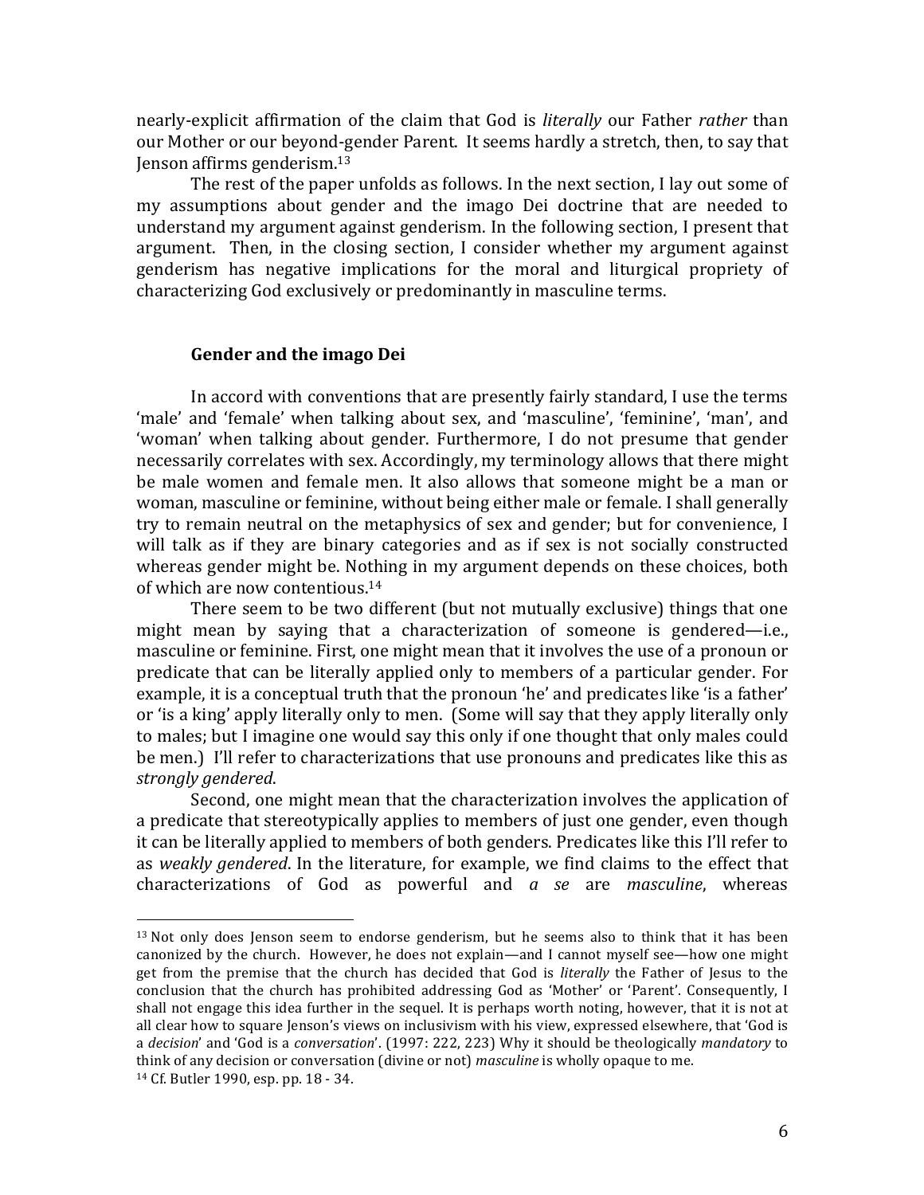nearly-explicit affirmation of the claim that God is *literally* our Father *rather* than our Mother or our beyond-gender Parent. It seems hardly a stretch, then, to say that Jenson affirms genderism.[13]

The rest of the paper unfolds as follows. In the next section, I lay out some of my assumptions about gender and the imago Dei doctrine that are needed to understand my argument against genderism. In the following section, I present that argument. Then, in the closing section, I consider whether my argument against genderism has negative implications for the moral and liturgical propriety of characterizing God exclusively or predominantly in masculine terms.

## Gender and the imago Dei

In accord with conventions that are presently fairly standard, I use the terms 'male' and 'female' when talking about sex, and 'masculine', 'feminine', 'man', and 'woman' when talking about gender. Furthermore, I do not presume that gender necessarily correlates with sex. Accordingly, my terminology allows that there might be male women and female men. It also allows that someone might be a man or woman, masculine or feminine, without being either male or female. I shall generally try to remain neutral on the metaphysics of sex and gender; but for convenience, I will talk as if they are binary categories and as if sex is not socially constructed whereas gender might be. Nothing in my argument depends on these choices, both of which are now contentious.[14]

There seem to be two different (but not mutually exclusive) things that one might mean by saying that a characterization of someone is gendered—i.e., masculine or feminine. First, one might mean that it involves the use of a pronoun or predicate that can be literally applied only to members of a particular gender. For example, it is a conceptual truth that the pronoun 'he' and predicates like 'is a father' or 'is a king' apply literally only to men. (Some will say that they apply literally only to males; but I imagine one would say this only if one thought that only males could be men.) I'll refer to characterizations that use pronouns and predicates like this as *strongly gendered*.

Second, one might mean that the characterization involves the application of a predicate that stereotypically applies to members of just one gender, even though it can be literally applied to members of both genders. Predicates like this I'll refer to as *weakly gendered*. In the literature, for example, we find claims to the effect that characterizations of God as powerful and *a se* are *masculine*, whereas

---

[13] Not only does Jenson seem to endorse genderism, but he seems also to think that it has been canonized by the church. However, he does not explain—and I cannot myself see—how one might get from the premise that the church has decided that God is *literally* the Father of Jesus to the conclusion that the church has prohibited addressing God as 'Mother' or 'Parent'. Consequently, I shall not engage this idea further in the sequel. It is perhaps worth noting, however, that it is not at all clear how to square Jenson's views on inclusivism with his view, expressed elsewhere, that 'God is a *decision*' and 'God is a *conversation*'. (1997: 222, 223) Why it should be theologically *mandatory* to think of any decision or conversation (divine or not) *masculine* is wholly opaque to me.

[14] Cf. Butler 1990, esp. pp. 18 - 34.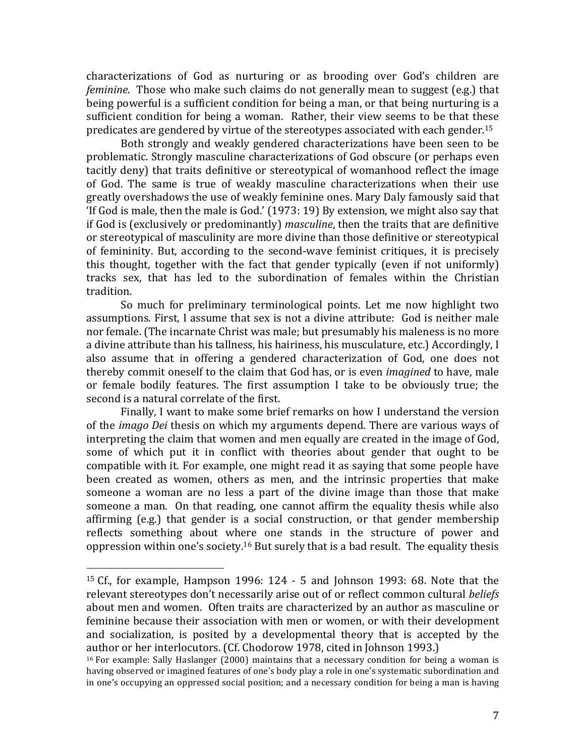characterizations of God as nurturing or as brooding over God's children are *feminine*. Those who make such claims do not generally mean to suggest (e.g.) that being powerful is a sufficient condition for being a man, or that being nurturing is a sufficient condition for being a woman. Rather, their view seems to be that these predicates are gendered by virtue of the stereotypes associated with each gender.[15]

Both strongly and weakly gendered characterizations have been seen to be problematic. Strongly masculine characterizations of God obscure (or perhaps even tacitly deny) that traits definitive or stereotypical of womanhood reflect the image of God. The same is true of weakly masculine characterizations when their use greatly overshadows the use of weakly feminine ones. Mary Daly famously said that 'If God is male, then the male is God.' (1973: 19) By extension, we might also say that if God is (exclusively or predominantly) *masculine*, then the traits that are definitive or stereotypical of masculinity are more divine than those definitive or stereotypical of femininity. But, according to the second-wave feminist critiques, it is precisely this thought, together with the fact that gender typically (even if not uniformly) tracks sex, that has led to the subordination of females within the Christian tradition.

So much for preliminary terminological points. Let me now highlight two assumptions. First, I assume that sex is not a divine attribute: God is neither male nor female. (The incarnate Christ was male; but presumably his maleness is no more a divine attribute than his tallness, his hairiness, his musculature, etc.) Accordingly, I also assume that in offering a gendered characterization of God, one does not thereby commit oneself to the claim that God has, or is even *imagined* to have, male or female bodily features. The first assumption I take to be obviously true; the second is a natural correlate of the first.

Finally, I want to make some brief remarks on how I understand the version of the *imago Dei* thesis on which my arguments depend. There are various ways of interpreting the claim that women and men equally are created in the image of God, some of which put it in conflict with theories about gender that ought to be compatible with it. For example, one might read it as saying that some people have been created as women, others as men, and the intrinsic properties that make someone a woman are no less a part of the divine image than those that make someone a man. On that reading, one cannot affirm the equality thesis while also affirming (e.g.) that gender is a social construction, or that gender membership reflects something about where one stands in the structure of power and oppression within one's society.[16] But surely that is a bad result. The equality thesis

---

[15] Cf., for example, Hampson 1996: 124 - 5 and Johnson 1993: 68. Note that the relevant stereotypes don't necessarily arise out of or reflect common cultural *beliefs* about men and women. Often traits are characterized by an author as masculine or feminine because their association with men or women, or with their development and socialization, is posited by a developmental theory that is accepted by the author or her interlocutors. (Cf. Chodorow 1978, cited in Johnson 1993.)

[16] For example: Sally Haslanger (2000) maintains that a necessary condition for being a woman is having observed or imagined features of one's body play a role in one's systematic subordination and in one's occupying an oppressed social position; and a necessary condition for being a man is having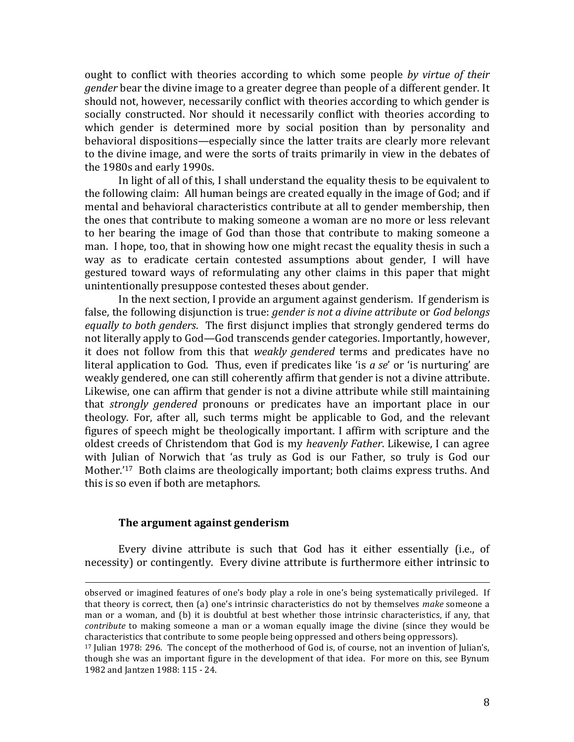ought to conflict with theories according to which some people *by virtue of their gender* bear the divine image to a greater degree than people of a different gender. It should not, however, necessarily conflict with theories according to which gender is socially constructed. Nor should it necessarily conflict with theories according to which gender is determined more by social position than by personality and behavioral dispositions—especially since the latter traits are clearly more relevant to the divine image, and were the sorts of traits primarily in view in the debates of the 1980s and early 1990s.

In light of all of this, I shall understand the equality thesis to be equivalent to the following claim: All human beings are created equally in the image of God; and if mental and behavioral characteristics contribute at all to gender membership, then the ones that contribute to making someone a woman are no more or less relevant to her bearing the image of God than those that contribute to making someone a man. I hope, too, that in showing how one might recast the equality thesis in such a way as to eradicate certain contested assumptions about gender, I will have gestured toward ways of reformulating any other claims in this paper that might unintentionally presuppose contested theses about gender.

In the next section, I provide an argument against genderism. If genderism is false, the following disjunction is true: *gender is not a divine attribute* or *God belongs equally to both genders*. The first disjunct implies that strongly gendered terms do not literally apply to God—God transcends gender categories. Importantly, however, it does not follow from this that *weakly gendered* terms and predicates have no literal application to God. Thus, even if predicates like 'is *a se*' or 'is nurturing' are weakly gendered, one can still coherently affirm that gender is not a divine attribute. Likewise, one can affirm that gender is not a divine attribute while still maintaining that *strongly gendered* pronouns or predicates have an important place in our theology. For, after all, such terms might be applicable to God, and the relevant figures of speech might be theologically important. I affirm with scripture and the oldest creeds of Christendom that God is my *heavenly Father*. Likewise, I can agree with Julian of Norwich that 'as truly as God is our Father, so truly is God our Mother.'[17] Both claims are theologically important; both claims express truths. And this is so even if both are metaphors.

### The argument against genderism

Every divine attribute is such that God has it either essentially (i.e., of necessity) or contingently. Every divine attribute is furthermore either intrinsic to

---

observed or imagined features of one's body play a role in one's being systematically privileged. If that theory is correct, then (a) one's intrinsic characteristics do not by themselves *make* someone a man or a woman, and (b) it is doubtful at best whether those intrinsic characteristics, if any, that *contribute* to making someone a man or a woman equally image the divine (since they would be characteristics that contribute to some people being oppressed and others being oppressors).

[17] Julian 1978: 296. The concept of the motherhood of God is, of course, not an invention of Julian's, though she was an important figure in the development of that idea. For more on this, see Bynum 1982 and Jantzen 1988: 115 - 24.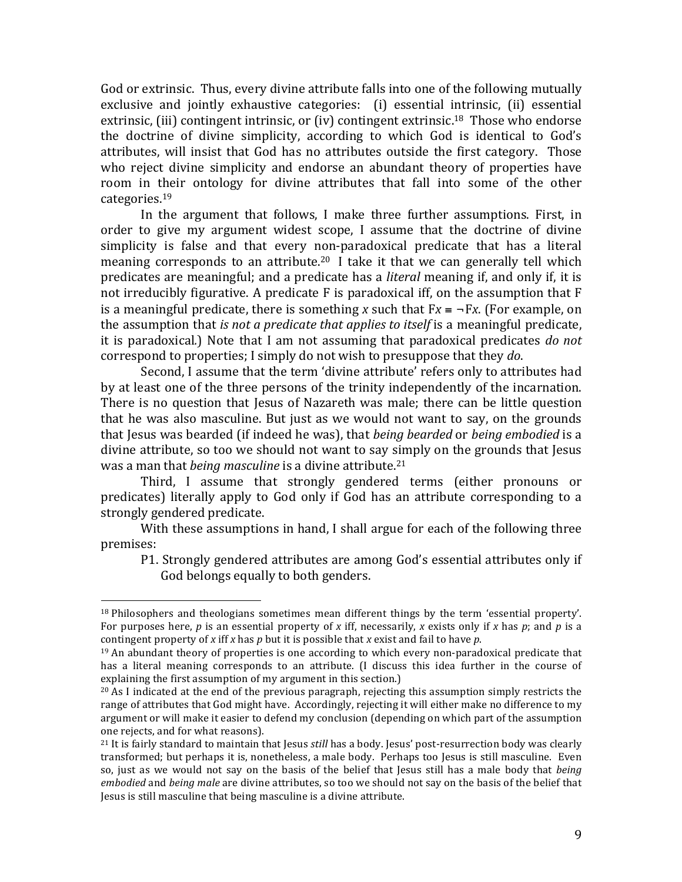God or extrinsic. Thus, every divine attribute falls into one of the following mutually exclusive and jointly exhaustive categories: (i) essential intrinsic, (ii) essential extrinsic, (iii) contingent intrinsic, or (iv) contingent extrinsic.[18] Those who endorse the doctrine of divine simplicity, according to which God is identical to God's attributes, will insist that God has no attributes outside the first category. Those who reject divine simplicity and endorse an abundant theory of properties have room in their ontology for divine attributes that fall into some of the other categories.[19]

In the argument that follows, I make three further assumptions. First, in order to give my argument widest scope, I assume that the doctrine of divine simplicity is false and that every non-paradoxical predicate that has a literal meaning corresponds to an attribute.[20] I take it that we can generally tell which predicates are meaningful; and a predicate has a *literal* meaning if, and only if, it is not irreducibly figurative. A predicate F is paradoxical iff, on the assumption that F is a meaningful predicate, there is something $x$ such that $Fx \equiv \neg Fx$. (For example, on the assumption that *is not a predicate that applies to itself* is a meaningful predicate, it is paradoxical.) Note that I am not assuming that paradoxical predicates *do not* correspond to properties; I simply do not wish to presuppose that they *do*.

Second, I assume that the term 'divine attribute' refers only to attributes had by at least one of the three persons of the trinity independently of the incarnation. There is no question that Jesus of Nazareth was male; there can be little question that he was also masculine. But just as we would not want to say, on the grounds that Jesus was bearded (if indeed he was), that *being bearded* or *being embodied* is a divine attribute, so too we should not want to say simply on the grounds that Jesus was a man that *being masculine* is a divine attribute.[21]

Third, I assume that strongly gendered terms (either pronouns or predicates) literally apply to God only if God has an attribute corresponding to a strongly gendered predicate.

With these assumptions in hand, I shall argue for each of the following three premises:

P1. Strongly gendered attributes are among God's essential attributes only if God belongs equally to both genders.

---

[18] Philosophers and theologians sometimes mean different things by the term 'essential property'. For purposes here, $p$ is an essential property of $x$ iff, necessarily, $x$ exists only if $x$ has $p$; and $p$ is a contingent property of $x$ iff $x$ has $p$ but it is possible that $x$ exist and fail to have $p$.

[19] An abundant theory of properties is one according to which every non-paradoxical predicate that has a literal meaning corresponds to an attribute. (I discuss this idea further in the course of explaining the first assumption of my argument in this section.)

[20] As I indicated at the end of the previous paragraph, rejecting this assumption simply restricts the range of attributes that God might have. Accordingly, rejecting it will either make no difference to my argument or will make it easier to defend my conclusion (depending on which part of the assumption one rejects, and for what reasons).

[21] It is fairly standard to maintain that Jesus *still* has a body. Jesus' post-resurrection body was clearly transformed; but perhaps it is, nonetheless, a male body. Perhaps too Jesus is still masculine. Even so, just as we would not say on the basis of the belief that Jesus still has a male body that *being embodied* and *being male* are divine attributes, so too we should not say on the basis of the belief that Jesus is still masculine that being masculine is a divine attribute.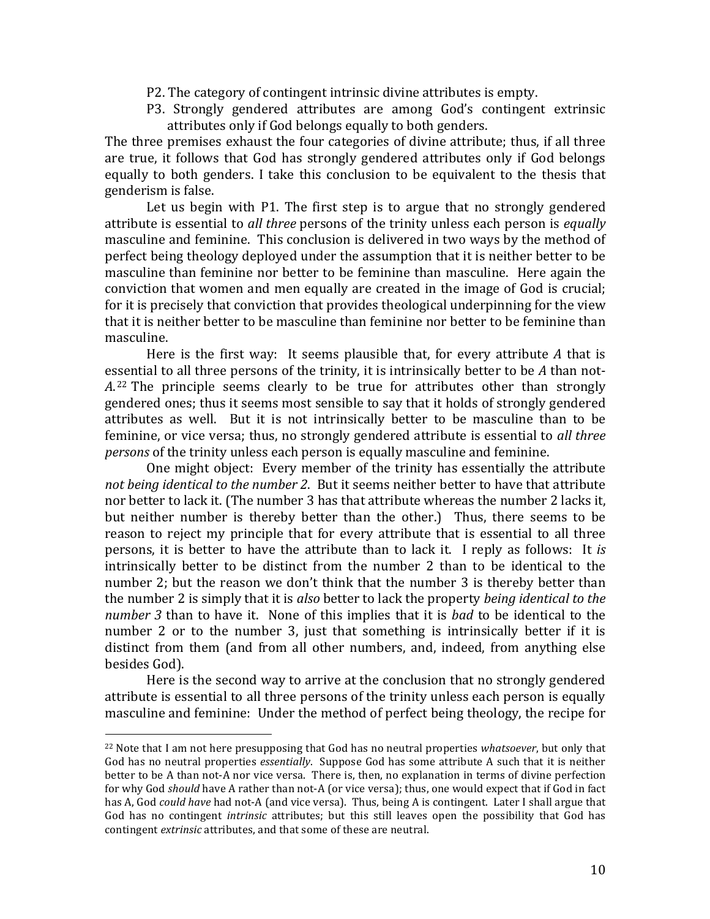P2. The category of contingent intrinsic divine attributes is empty.

P3. Strongly gendered attributes are among God's contingent extrinsic attributes only if God belongs equally to both genders.

The three premises exhaust the four categories of divine attribute; thus, if all three are true, it follows that God has strongly gendered attributes only if God belongs equally to both genders. I take this conclusion to be equivalent to the thesis that genderism is false.

Let us begin with P1. The first step is to argue that no strongly gendered attribute is essential to *all three* persons of the trinity unless each person is *equally* masculine and feminine. This conclusion is delivered in two ways by the method of perfect being theology deployed under the assumption that it is neither better to be masculine than feminine nor better to be feminine than masculine. Here again the conviction that women and men equally are created in the image of God is crucial; for it is precisely that conviction that provides theological underpinning for the view that it is neither better to be masculine than feminine nor better to be feminine than masculine.

Here is the first way: It seems plausible that, for every attribute *A* that is essential to all three persons of the trinity, it is intrinsically better to be *A* than not-*A*.[22] The principle seems clearly to be true for attributes other than strongly gendered ones; thus it seems most sensible to say that it holds of strongly gendered attributes as well. But it is not intrinsically better to be masculine than to be feminine, or vice versa; thus, no strongly gendered attribute is essential to *all three persons* of the trinity unless each person is equally masculine and feminine.

One might object: Every member of the trinity has essentially the attribute *not being identical to the number 2*. But it seems neither better to have that attribute nor better to lack it. (The number 3 has that attribute whereas the number 2 lacks it, but neither number is thereby better than the other.) Thus, there seems to be reason to reject my principle that for every attribute that is essential to all three persons, it is better to have the attribute than to lack it. I reply as follows: It *is* intrinsically better to be distinct from the number 2 than to be identical to the number 2; but the reason we don't think that the number 3 is thereby better than the number 2 is simply that it is *also* better to lack the property *being identical to the number 3* than to have it. None of this implies that it is *bad* to be identical to the number 2 or to the number 3, just that something is intrinsically better if it is distinct from them (and from all other numbers, and, indeed, from anything else besides God).

Here is the second way to arrive at the conclusion that no strongly gendered attribute is essential to all three persons of the trinity unless each person is equally masculine and feminine: Under the method of perfect being theology, the recipe for

---

[22] Note that I am not here presupposing that God has no neutral properties *whatsoever*, but only that God has no neutral properties *essentially*. Suppose God has some attribute A such that it is neither better to be A than not-A nor vice versa. There is, then, no explanation in terms of divine perfection for why God *should* have A rather than not-A (or vice versa); thus, one would expect that if God in fact has A, God *could have* had not-A (and vice versa). Thus, being A is contingent. Later I shall argue that God has no contingent *intrinsic* attributes; but this still leaves open the possibility that God has contingent *extrinsic* attributes, and that some of these are neutral.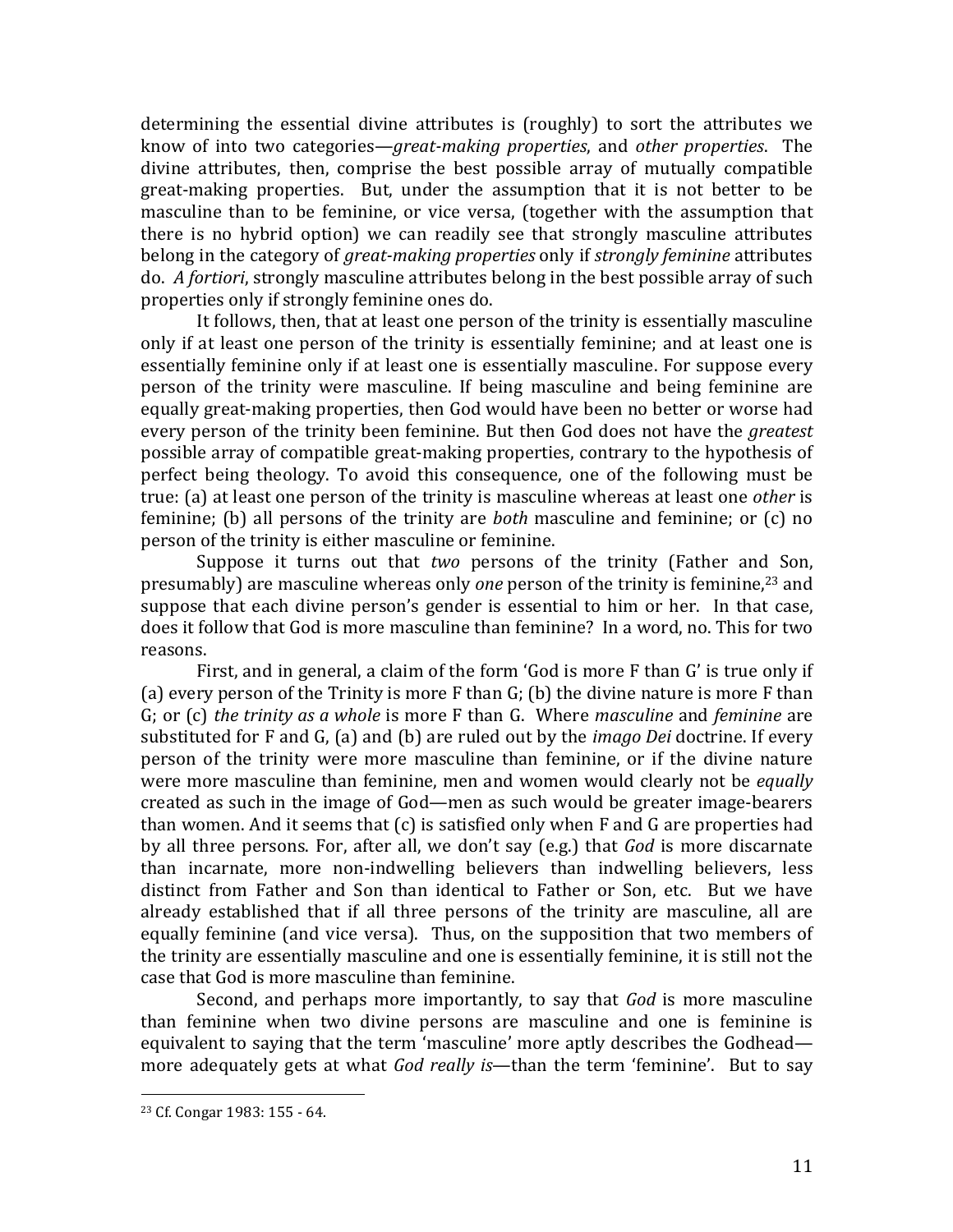determining the essential divine attributes is (roughly) to sort the attributes we know of into two categories—*great-making properties*, and *other properties*. The divine attributes, then, comprise the best possible array of mutually compatible great-making properties. But, under the assumption that it is not better to be masculine than to be feminine, or vice versa, (together with the assumption that there is no hybrid option) we can readily see that strongly masculine attributes belong in the category of *great-making properties* only if *strongly feminine* attributes do. *A fortiori*, strongly masculine attributes belong in the best possible array of such properties only if strongly feminine ones do.

It follows, then, that at least one person of the trinity is essentially masculine only if at least one person of the trinity is essentially feminine; and at least one is essentially feminine only if at least one is essentially masculine. For suppose every person of the trinity were masculine. If being masculine and being feminine are equally great-making properties, then God would have been no better or worse had every person of the trinity been feminine. But then God does not have the *greatest* possible array of compatible great-making properties, contrary to the hypothesis of perfect being theology. To avoid this consequence, one of the following must be true: (a) at least one person of the trinity is masculine whereas at least one *other* is feminine; (b) all persons of the trinity are *both* masculine and feminine; or (c) no person of the trinity is either masculine or feminine.

Suppose it turns out that *two* persons of the trinity (Father and Son, presumably) are masculine whereas only *one* person of the trinity is feminine,[23] and suppose that each divine person's gender is essential to him or her. In that case, does it follow that God is more masculine than feminine? In a word, no. This for two reasons.

First, and in general, a claim of the form 'God is more F than G' is true only if (a) every person of the Trinity is more F than G; (b) the divine nature is more F than G; or (c) *the trinity as a whole* is more F than G. Where *masculine* and *feminine* are substituted for F and G, (a) and (b) are ruled out by the *imago Dei* doctrine. If every person of the trinity were more masculine than feminine, or if the divine nature were more masculine than feminine, men and women would clearly not be *equally* created as such in the image of God—men as such would be greater image-bearers than women. And it seems that (c) is satisfied only when F and G are properties had by all three persons. For, after all, we don't say (e.g.) that *God* is more discarnate than incarnate, more non-indwelling believers than indwelling believers, less distinct from Father and Son than identical to Father or Son, etc. But we have already established that if all three persons of the trinity are masculine, all are equally feminine (and vice versa). Thus, on the supposition that two members of the trinity are essentially masculine and one is essentially feminine, it is still not the case that God is more masculine than feminine.

Second, and perhaps more importantly, to say that *God* is more masculine than feminine when two divine persons are masculine and one is feminine is equivalent to saying that the term 'masculine' more aptly describes the Godhead—more adequately gets at what *God really is*—than the term 'feminine'. But to say

[23] Cf. Congar 1983: 155 - 64.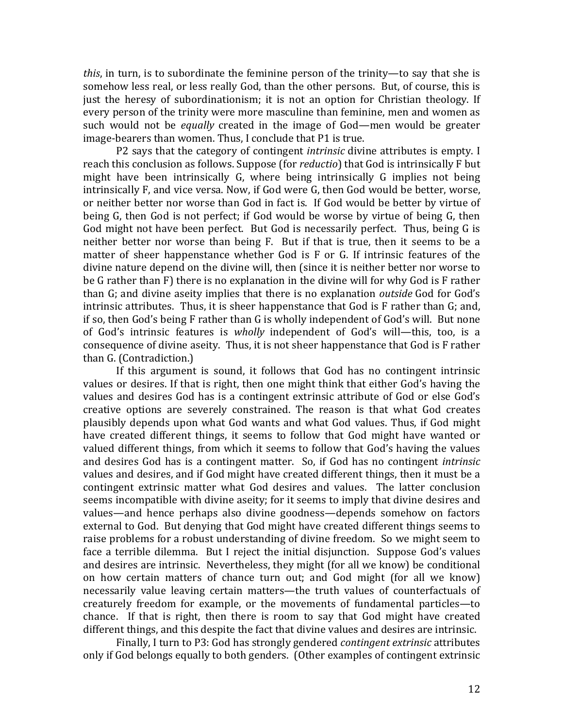*this*, in turn, is to subordinate the feminine person of the trinity—to say that she is somehow less real, or less really God, than the other persons. But, of course, this is just the heresy of subordinationism; it is not an option for Christian theology. If every person of the trinity were more masculine than feminine, men and women as such would not be *equally* created in the image of God—men would be greater image-bearers than women. Thus, I conclude that P1 is true.

P2 says that the category of contingent *intrinsic* divine attributes is empty. I reach this conclusion as follows. Suppose (for *reductio*) that God is intrinsically F but might have been intrinsically G, where being intrinsically G implies not being intrinsically F, and vice versa. Now, if God were G, then God would be better, worse, or neither better nor worse than God in fact is. If God would be better by virtue of being G, then God is not perfect; if God would be worse by virtue of being G, then God might not have been perfect. But God is necessarily perfect. Thus, being G is neither better nor worse than being F. But if that is true, then it seems to be a matter of sheer happenstance whether God is F or G. If intrinsic features of the divine nature depend on the divine will, then (since it is neither better nor worse to be G rather than F) there is no explanation in the divine will for why God is F rather than G; and divine aseity implies that there is no explanation *outside* God for God's intrinsic attributes. Thus, it is sheer happenstance that God is F rather than G; and, if so, then God's being F rather than G is wholly independent of God's will. But none of God's intrinsic features is *wholly* independent of God's will—this, too, is a consequence of divine aseity. Thus, it is not sheer happenstance that God is F rather than G. (Contradiction.)

If this argument is sound, it follows that God has no contingent intrinsic values or desires. If that is right, then one might think that either God's having the values and desires God has is a contingent extrinsic attribute of God or else God's creative options are severely constrained. The reason is that what God creates plausibly depends upon what God wants and what God values. Thus, if God might have created different things, it seems to follow that God might have wanted or valued different things, from which it seems to follow that God's having the values and desires God has is a contingent matter. So, if God has no contingent *intrinsic* values and desires, and if God might have created different things, then it must be a contingent extrinsic matter what God desires and values. The latter conclusion seems incompatible with divine aseity; for it seems to imply that divine desires and values—and hence perhaps also divine goodness—depends somehow on factors external to God. But denying that God might have created different things seems to raise problems for a robust understanding of divine freedom. So we might seem to face a terrible dilemma. But I reject the initial disjunction. Suppose God's values and desires are intrinsic. Nevertheless, they might (for all we know) be conditional on how certain matters of chance turn out; and God might (for all we know) necessarily value leaving certain matters—the truth values of counterfactuals of creaturely freedom for example, or the movements of fundamental particles—to chance. If that is right, then there is room to say that God might have created different things, and this despite the fact that divine values and desires are intrinsic.

Finally, I turn to P3: God has strongly gendered *contingent extrinsic* attributes only if God belongs equally to both genders. (Other examples of contingent extrinsic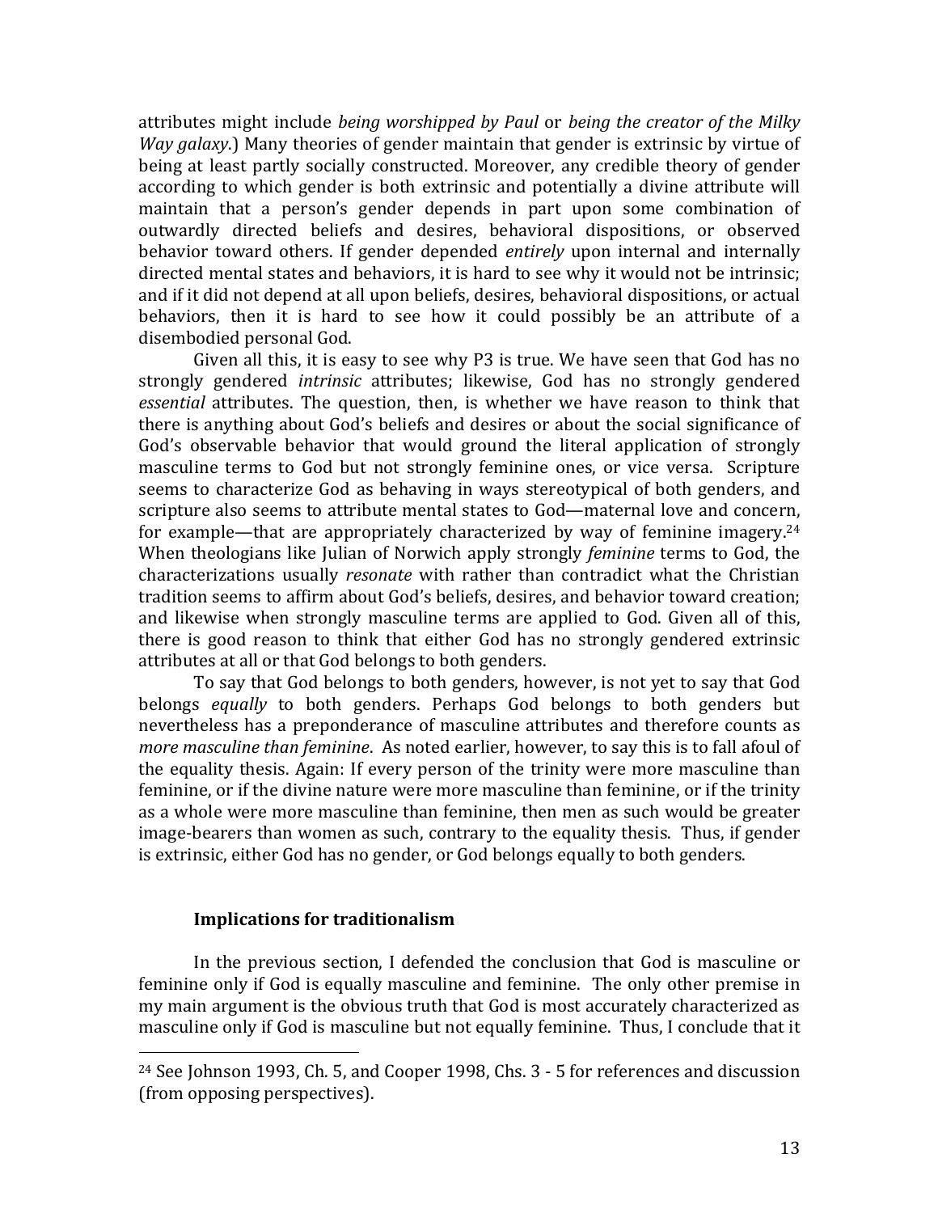attributes might include *being worshipped by Paul* or *being the creator of the Milky Way galaxy*.) Many theories of gender maintain that gender is extrinsic by virtue of being at least partly socially constructed. Moreover, any credible theory of gender according to which gender is both extrinsic and potentially a divine attribute will maintain that a person's gender depends in part upon some combination of outwardly directed beliefs and desires, behavioral dispositions, or observed behavior toward others. If gender depended *entirely* upon internal and internally directed mental states and behaviors, it is hard to see why it would not be intrinsic; and if it did not depend at all upon beliefs, desires, behavioral dispositions, or actual behaviors, then it is hard to see how it could possibly be an attribute of a disembodied personal God.

Given all this, it is easy to see why P3 is true. We have seen that God has no strongly gendered *intrinsic* attributes; likewise, God has no strongly gendered *essential* attributes. The question, then, is whether we have reason to think that there is anything about God's beliefs and desires or about the social significance of God's observable behavior that would ground the literal application of strongly masculine terms to God but not strongly feminine ones, or vice versa. Scripture seems to characterize God as behaving in ways stereotypical of both genders, and scripture also seems to attribute mental states to God—maternal love and concern, for example—that are appropriately characterized by way of feminine imagery.[24] When theologians like Julian of Norwich apply strongly *feminine* terms to God, the characterizations usually *resonate* with rather than contradict what the Christian tradition seems to affirm about God's beliefs, desires, and behavior toward creation; and likewise when strongly masculine terms are applied to God. Given all of this, there is good reason to think that either God has no strongly gendered extrinsic attributes at all or that God belongs to both genders.

To say that God belongs to both genders, however, is not yet to say that God belongs *equally* to both genders. Perhaps God belongs to both genders but nevertheless has a preponderance of masculine attributes and therefore counts as *more masculine than feminine*. As noted earlier, however, to say this is to fall afoul of the equality thesis. Again: If every person of the trinity were more masculine than feminine, or if the divine nature were more masculine than feminine, or if the trinity as a whole were more masculine than feminine, then men as such would be greater image-bearers than women as such, contrary to the equality thesis. Thus, if gender is extrinsic, either God has no gender, or God belongs equally to both genders.

### Implications for traditionalism

In the previous section, I defended the conclusion that God is masculine or feminine only if God is equally masculine and feminine. The only other premise in my main argument is the obvious truth that God is most accurately characterized as masculine only if God is masculine but not equally feminine. Thus, I conclude that it

[24] See Johnson 1993, Ch. 5, and Cooper 1998, Chs. 3 - 5 for references and discussion (from opposing perspectives).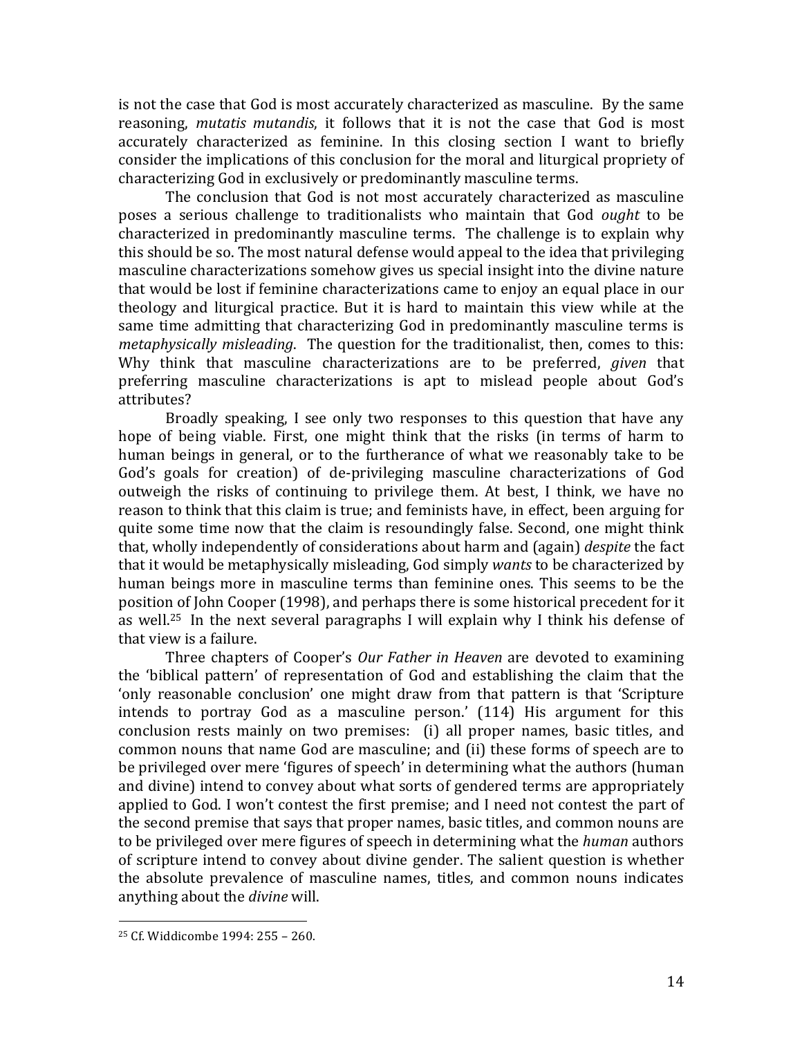is not the case that God is most accurately characterized as masculine. By the same reasoning, *mutatis mutandis*, it follows that it is not the case that God is most accurately characterized as feminine. In this closing section I want to briefly consider the implications of this conclusion for the moral and liturgical propriety of characterizing God in exclusively or predominantly masculine terms.

The conclusion that God is not most accurately characterized as masculine poses a serious challenge to traditionalists who maintain that God *ought* to be characterized in predominantly masculine terms. The challenge is to explain why this should be so. The most natural defense would appeal to the idea that privileging masculine characterizations somehow gives us special insight into the divine nature that would be lost if feminine characterizations came to enjoy an equal place in our theology and liturgical practice. But it is hard to maintain this view while at the same time admitting that characterizing God in predominantly masculine terms is *metaphysically misleading*. The question for the traditionalist, then, comes to this: Why think that masculine characterizations are to be preferred, *given* that preferring masculine characterizations is apt to mislead people about God's attributes?

Broadly speaking, I see only two responses to this question that have any hope of being viable. First, one might think that the risks (in terms of harm to human beings in general, or to the furtherance of what we reasonably take to be God's goals for creation) of de-privileging masculine characterizations of God outweigh the risks of continuing to privilege them. At best, I think, we have no reason to think that this claim is true; and feminists have, in effect, been arguing for quite some time now that the claim is resoundingly false. Second, one might think that, wholly independently of considerations about harm and (again) *despite* the fact that it would be metaphysically misleading, God simply *wants* to be characterized by human beings more in masculine terms than feminine ones. This seems to be the position of John Cooper (1998), and perhaps there is some historical precedent for it as well.[25] In the next several paragraphs I will explain why I think his defense of that view is a failure.

Three chapters of Cooper's *Our Father in Heaven* are devoted to examining the 'biblical pattern' of representation of God and establishing the claim that the 'only reasonable conclusion' one might draw from that pattern is that 'Scripture intends to portray God as a masculine person.' (114) His argument for this conclusion rests mainly on two premises: (i) all proper names, basic titles, and common nouns that name God are masculine; and (ii) these forms of speech are to be privileged over mere 'figures of speech' in determining what the authors (human and divine) intend to convey about what sorts of gendered terms are appropriately applied to God. I won't contest the first premise; and I need not contest the part of the second premise that says that proper names, basic titles, and common nouns are to be privileged over mere figures of speech in determining what the *human* authors of scripture intend to convey about divine gender. The salient question is whether the absolute prevalence of masculine names, titles, and common nouns indicates anything about the *divine* will.

[25] Cf. Widdicombe 1994: 255 – 260.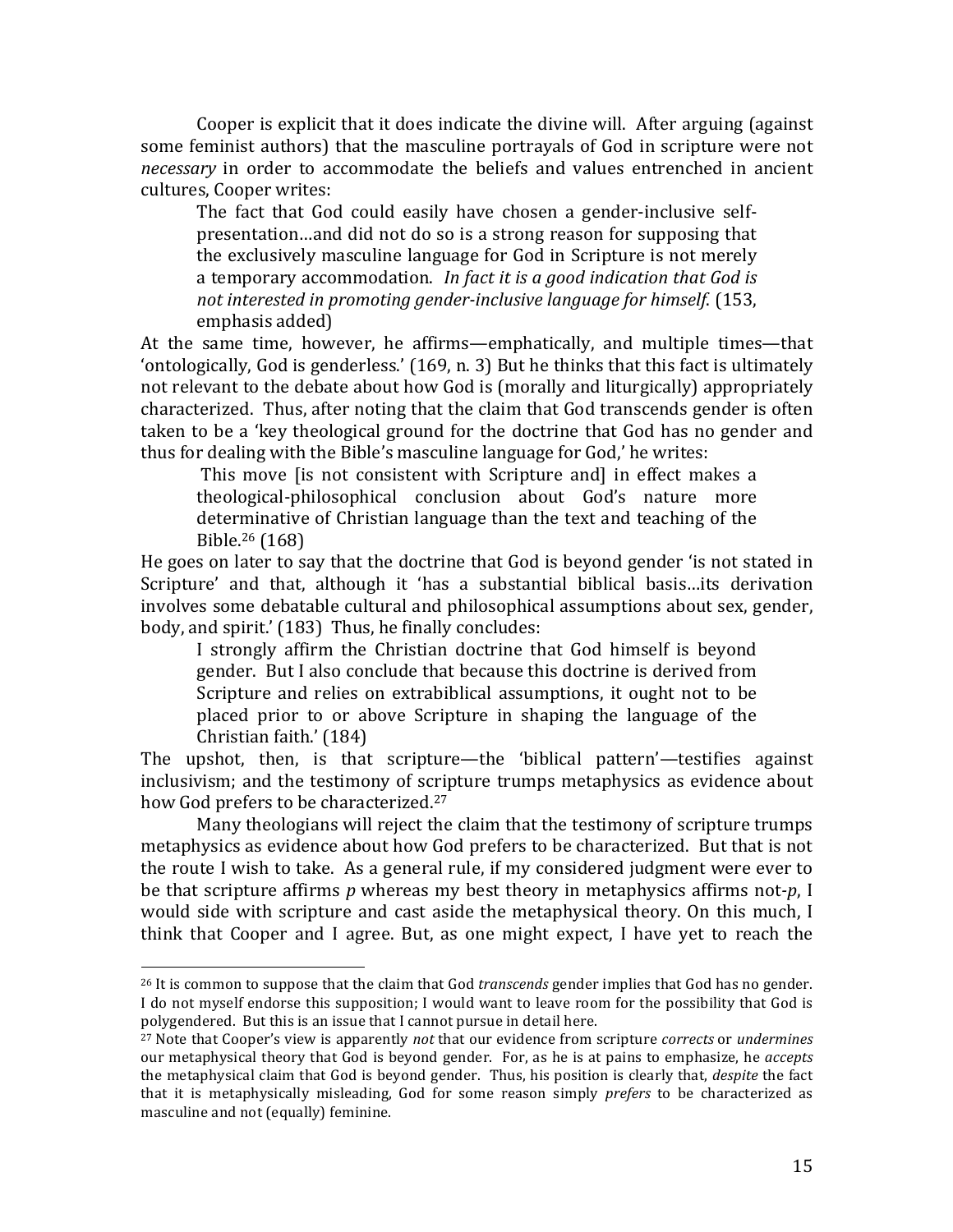Cooper is explicit that it does indicate the divine will. After arguing (against some feminist authors) that the masculine portrayals of God in scripture were not *necessary* in order to accommodate the beliefs and values entrenched in ancient cultures, Cooper writes:

> The fact that God could easily have chosen a gender-inclusive self-presentation…and did not do so is a strong reason for supposing that the exclusively masculine language for God in Scripture is not merely a temporary accommodation. *In fact it is a good indication that God is not interested in promoting gender-inclusive language for himself.* (153, emphasis added)

At the same time, however, he affirms—emphatically, and multiple times—that 'ontologically, God is genderless.' (169, n. 3) But he thinks that this fact is ultimately not relevant to the debate about how God is (morally and liturgically) appropriately characterized. Thus, after noting that the claim that God transcends gender is often taken to be a 'key theological ground for the doctrine that God has no gender and thus for dealing with the Bible's masculine language for God,' he writes:

> This move [is not consistent with Scripture and] in effect makes a theological-philosophical conclusion about God's nature more determinative of Christian language than the text and teaching of the Bible.[26] (168)

He goes on later to say that the doctrine that God is beyond gender 'is not stated in Scripture' and that, although it 'has a substantial biblical basis…its derivation involves some debatable cultural and philosophical assumptions about sex, gender, body, and spirit.' (183) Thus, he finally concludes:

> I strongly affirm the Christian doctrine that God himself is beyond gender. But I also conclude that because this doctrine is derived from Scripture and relies on extrabiblical assumptions, it ought not to be placed prior to or above Scripture in shaping the language of the Christian faith.' (184)

The upshot, then, is that scripture—the 'biblical pattern'—testifies against inclusivism; and the testimony of scripture trumps metaphysics as evidence about how God prefers to be characterized.[27]

Many theologians will reject the claim that the testimony of scripture trumps metaphysics as evidence about how God prefers to be characterized. But that is not the route I wish to take. As a general rule, if my considered judgment were ever to be that scripture affirms *p* whereas my best theory in metaphysics affirms not-*p*, I would side with scripture and cast aside the metaphysical theory. On this much, I think that Cooper and I agree. But, as one might expect, I have yet to reach the

---

[26] It is common to suppose that the claim that God *transcends* gender implies that God has no gender. I do not myself endorse this supposition; I would want to leave room for the possibility that God is polygendered. But this is an issue that I cannot pursue in detail here.

[27] Note that Cooper's view is apparently *not* that our evidence from scripture *corrects* or *undermines* our metaphysical theory that God is beyond gender. For, as he is at pains to emphasize, he *accepts* the metaphysical claim that God is beyond gender. Thus, his position is clearly that, *despite* the fact that it is metaphysically misleading, God for some reason simply *prefers* to be characterized as masculine and not (equally) feminine.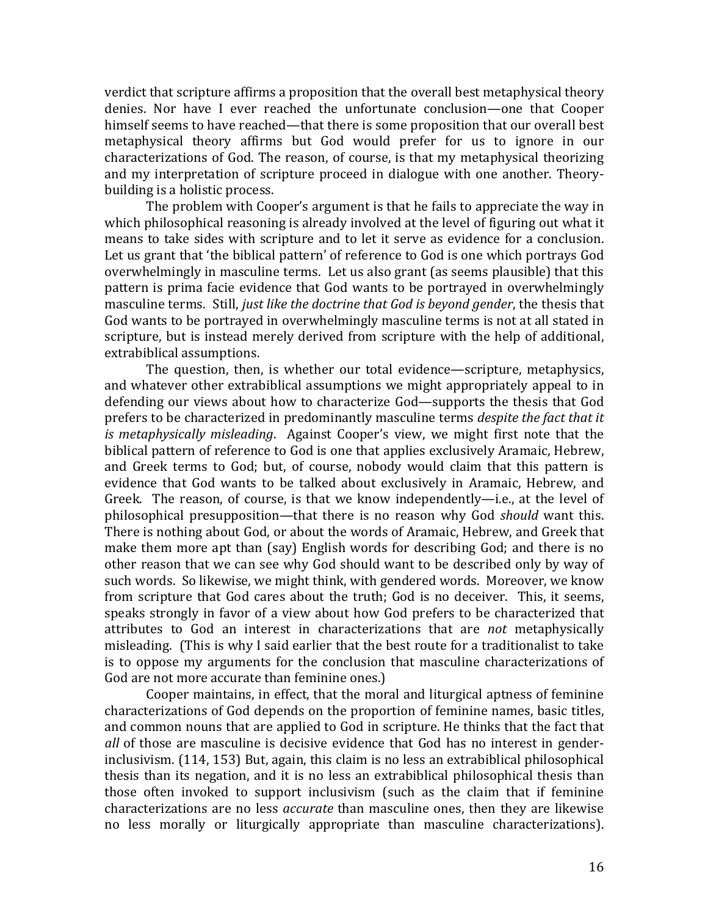verdict that scripture affirms a proposition that the overall best metaphysical theory denies. Nor have I ever reached the unfortunate conclusion—one that Cooper himself seems to have reached—that there is some proposition that our overall best metaphysical theory affirms but God would prefer for us to ignore in our characterizations of God. The reason, of course, is that my metaphysical theorizing and my interpretation of scripture proceed in dialogue with one another. Theory-building is a holistic process.

The problem with Cooper's argument is that he fails to appreciate the way in which philosophical reasoning is already involved at the level of figuring out what it means to take sides with scripture and to let it serve as evidence for a conclusion. Let us grant that 'the biblical pattern' of reference to God is one which portrays God overwhelmingly in masculine terms. Let us also grant (as seems plausible) that this pattern is prima facie evidence that God wants to be portrayed in overwhelmingly masculine terms. Still, *just like the doctrine that God is beyond gender*, the thesis that God wants to be portrayed in overwhelmingly masculine terms is not at all stated in scripture, but is instead merely derived from scripture with the help of additional, extrabiblical assumptions.

The question, then, is whether our total evidence—scripture, metaphysics, and whatever other extrabiblical assumptions we might appropriately appeal to in defending our views about how to characterize God—supports the thesis that God prefers to be characterized in predominantly masculine terms *despite the fact that it is metaphysically misleading*. Against Cooper's view, we might first note that the biblical pattern of reference to God is one that applies exclusively Aramaic, Hebrew, and Greek terms to God; but, of course, nobody would claim that this pattern is evidence that God wants to be talked about exclusively in Aramaic, Hebrew, and Greek. The reason, of course, is that we know independently—i.e., at the level of philosophical presupposition—that there is no reason why God *should* want this. There is nothing about God, or about the words of Aramaic, Hebrew, and Greek that make them more apt than (say) English words for describing God; and there is no other reason that we can see why God should want to be described only by way of such words. So likewise, we might think, with gendered words. Moreover, we know from scripture that God cares about the truth; God is no deceiver. This, it seems, speaks strongly in favor of a view about how God prefers to be characterized that attributes to God an interest in characterizations that are *not* metaphysically misleading. (This is why I said earlier that the best route for a traditionalist to take is to oppose my arguments for the conclusion that masculine characterizations of God are not more accurate than feminine ones.)

Cooper maintains, in effect, that the moral and liturgical aptness of feminine characterizations of God depends on the proportion of feminine names, basic titles, and common nouns that are applied to God in scripture. He thinks that the fact that *all* of those are masculine is decisive evidence that God has no interest in gender-inclusivism. (114, 153) But, again, this claim is no less an extrabiblical philosophical thesis than its negation, and it is no less an extrabiblical philosophical thesis than those often invoked to support inclusivism (such as the claim that if feminine characterizations are no less *accurate* than masculine ones, then they are likewise no less morally or liturgically appropriate than masculine characterizations).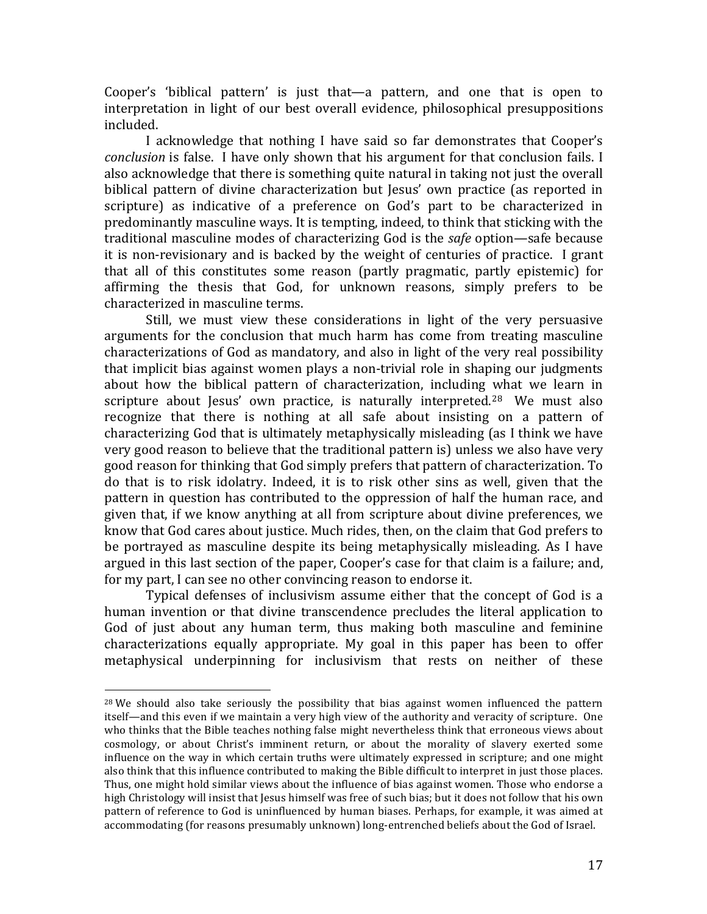Cooper's 'biblical pattern' is just that—a pattern, and one that is open to interpretation in light of our best overall evidence, philosophical presuppositions included.

I acknowledge that nothing I have said so far demonstrates that Cooper's *conclusion* is false. I have only shown that his argument for that conclusion fails. I also acknowledge that there is something quite natural in taking not just the overall biblical pattern of divine characterization but Jesus' own practice (as reported in scripture) as indicative of a preference on God's part to be characterized in predominantly masculine ways. It is tempting, indeed, to think that sticking with the traditional masculine modes of characterizing God is the *safe* option—safe because it is non-revisionary and is backed by the weight of centuries of practice. I grant that all of this constitutes some reason (partly pragmatic, partly epistemic) for affirming the thesis that God, for unknown reasons, simply prefers to be characterized in masculine terms.

Still, we must view these considerations in light of the very persuasive arguments for the conclusion that much harm has come from treating masculine characterizations of God as mandatory, and also in light of the very real possibility that implicit bias against women plays a non-trivial role in shaping our judgments about how the biblical pattern of characterization, including what we learn in scripture about Jesus' own practice, is naturally interpreted.[28] We must also recognize that there is nothing at all safe about insisting on a pattern of characterizing God that is ultimately metaphysically misleading (as I think we have very good reason to believe that the traditional pattern is) unless we also have very good reason for thinking that God simply prefers that pattern of characterization. To do that is to risk idolatry. Indeed, it is to risk other sins as well, given that the pattern in question has contributed to the oppression of half the human race, and given that, if we know anything at all from scripture about divine preferences, we know that God cares about justice. Much rides, then, on the claim that God prefers to be portrayed as masculine despite its being metaphysically misleading. As I have argued in this last section of the paper, Cooper's case for that claim is a failure; and, for my part, I can see no other convincing reason to endorse it.

Typical defenses of inclusivism assume either that the concept of God is a human invention or that divine transcendence precludes the literal application to God of just about any human term, thus making both masculine and feminine characterizations equally appropriate. My goal in this paper has been to offer metaphysical underpinning for inclusivism that rests on neither of these

---

[28] We should also take seriously the possibility that bias against women influenced the pattern itself—and this even if we maintain a very high view of the authority and veracity of scripture. One who thinks that the Bible teaches nothing false might nevertheless think that erroneous views about cosmology, or about Christ's imminent return, or about the morality of slavery exerted some influence on the way in which certain truths were ultimately expressed in scripture; and one might also think that this influence contributed to making the Bible difficult to interpret in just those places. Thus, one might hold similar views about the influence of bias against women. Those who endorse a high Christology will insist that Jesus himself was free of such bias; but it does not follow that his own pattern of reference to God is uninfluenced by human biases. Perhaps, for example, it was aimed at accommodating (for reasons presumably unknown) long-entrenched beliefs about the God of Israel.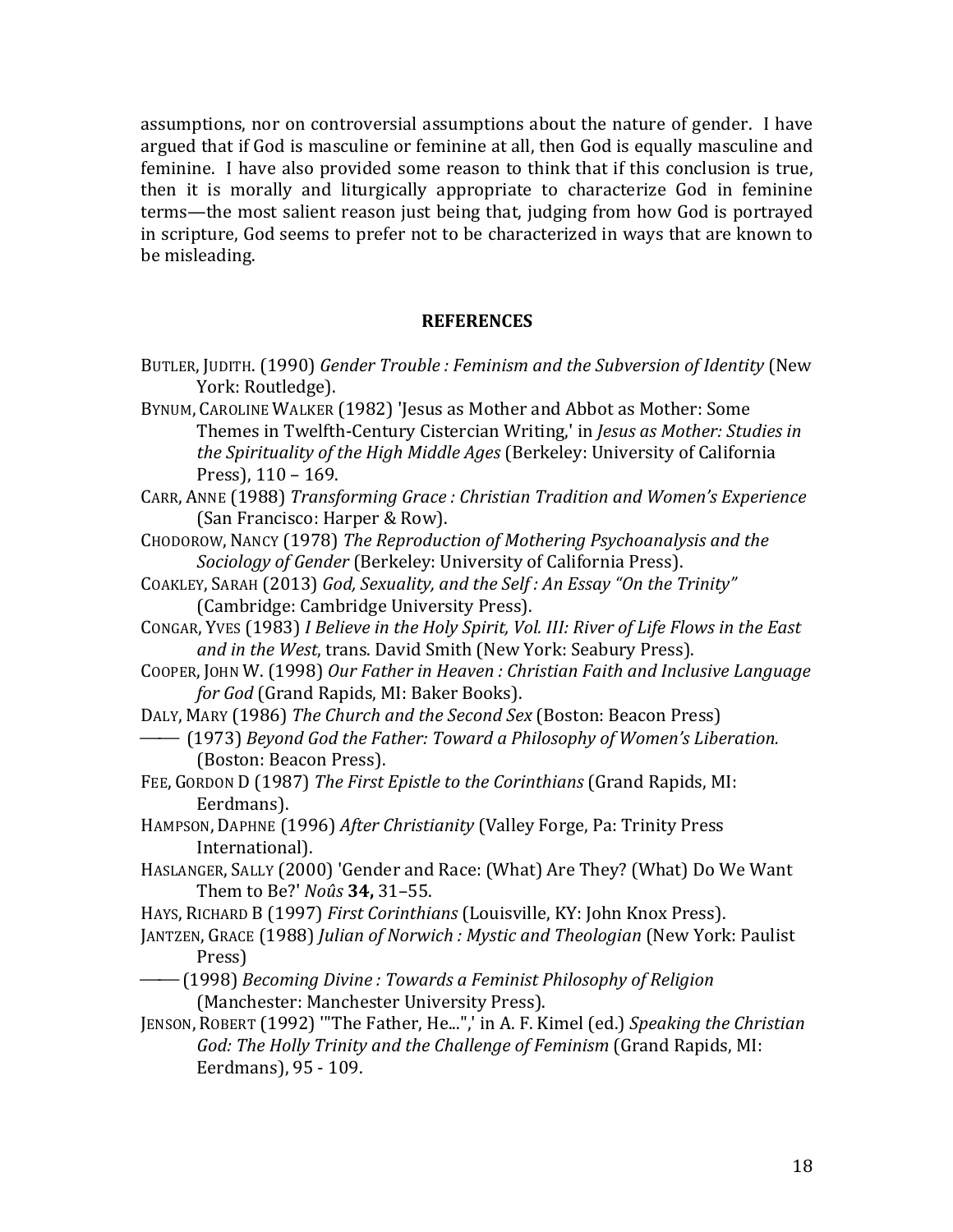assumptions, nor on controversial assumptions about the nature of gender. I have argued that if God is masculine or feminine at all, then God is equally masculine and feminine. I have also provided some reason to think that if this conclusion is true, then it is morally and liturgically appropriate to characterize God in feminine terms—the most salient reason just being that, judging from how God is portrayed in scripture, God seems to prefer not to be characterized in ways that are known to be misleading.

## REFERENCES

BUTLER, JUDITH. (1990) *Gender Trouble : Feminism and the Subversion of Identity* (New York: Routledge).

BYNUM, CAROLINE WALKER (1982) 'Jesus as Mother and Abbot as Mother: Some Themes in Twelfth-Century Cistercian Writing,' in *Jesus as Mother: Studies in the Spirituality of the High Middle Ages* (Berkeley: University of California Press), 110 – 169.

CARR, ANNE (1988) *Transforming Grace : Christian Tradition and Women's Experience* (San Francisco: Harper & Row).

CHODOROW, NANCY (1978) *The Reproduction of Mothering Psychoanalysis and the Sociology of Gender* (Berkeley: University of California Press).

COAKLEY, SARAH (2013) *God, Sexuality, and the Self : An Essay "On the Trinity"* (Cambridge: Cambridge University Press).

CONGAR, YVES (1983) *I Believe in the Holy Spirit, Vol. III: River of Life Flows in the East and in the West*, trans. David Smith (New York: Seabury Press).

COOPER, JOHN W. (1998) *Our Father in Heaven : Christian Faith and Inclusive Language for God* (Grand Rapids, MI: Baker Books).

DALY, MARY (1986) *The Church and the Second Sex* (Boston: Beacon Press)

——— (1973) *Beyond God the Father: Toward a Philosophy of Women's Liberation.* (Boston: Beacon Press).

FEE, GORDON D (1987) *The First Epistle to the Corinthians* (Grand Rapids, MI: Eerdmans).

HAMPSON, DAPHNE (1996) *After Christianity* (Valley Forge, Pa: Trinity Press International).

HASLANGER, SALLY (2000) 'Gender and Race: (What) Are They? (What) Do We Want Them to Be?' *Noûs* **34,** 31–55.

HAYS, RICHARD B (1997) *First Corinthians* (Louisville, KY: John Knox Press).

JANTZEN, GRACE (1988) *Julian of Norwich : Mystic and Theologian* (New York: Paulist Press)

——— (1998) *Becoming Divine : Towards a Feminist Philosophy of Religion* (Manchester: Manchester University Press).

JENSON, ROBERT (1992) '"The Father, He...",' in A. F. Kimel (ed.) *Speaking the Christian God: The Holly Trinity and the Challenge of Feminism* (Grand Rapids, MI: Eerdmans), 95 - 109.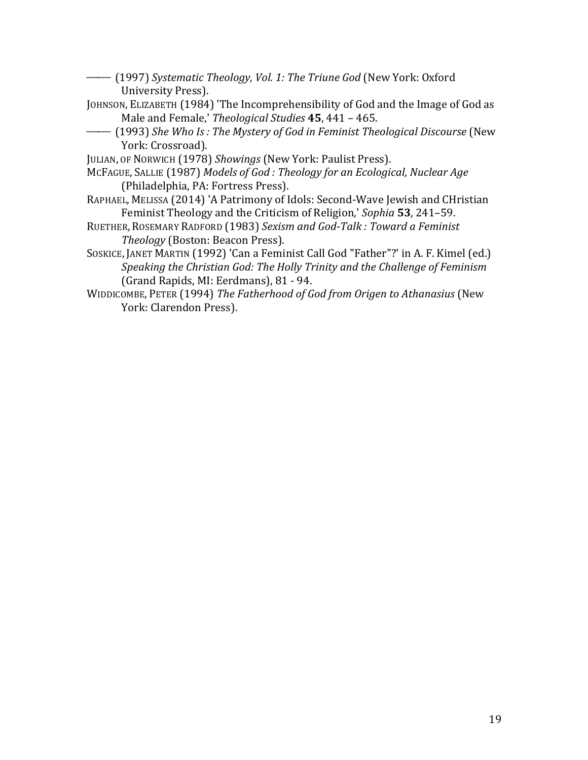——— (1997) *Systematic Theology, Vol. 1: The Triune God* (New York: Oxford University Press).

JOHNSON, ELIZABETH (1984) 'The Incomprehensibility of God and the Image of God as Male and Female,' *Theological Studies* **45**, 441 – 465.

——— (1993) *She Who Is : The Mystery of God in Feminist Theological Discourse* (New York: Crossroad).

JULIAN, OF NORWICH (1978) *Showings* (New York: Paulist Press).

MCFAGUE, SALLIE (1987) *Models of God : Theology for an Ecological, Nuclear Age* (Philadelphia, PA: Fortress Press).

RAPHAEL, MELISSA (2014) 'A Patrimony of Idols: Second-Wave Jewish and CHristian Feminist Theology and the Criticism of Religion,' *Sophia* **53**, 241–59.

RUETHER, ROSEMARY RADFORD (1983) *Sexism and God-Talk : Toward a Feminist Theology* (Boston: Beacon Press).

SOSKICE, JANET MARTIN (1992) 'Can a Feminist Call God "Father"?' in A. F. Kimel (ed.) *Speaking the Christian God: The Holly Trinity and the Challenge of Feminism* (Grand Rapids, MI: Eerdmans), 81 - 94.

WIDDICOMBE, PETER (1994) *The Fatherhood of God from Origen to Athanasius* (New York: Clarendon Press).